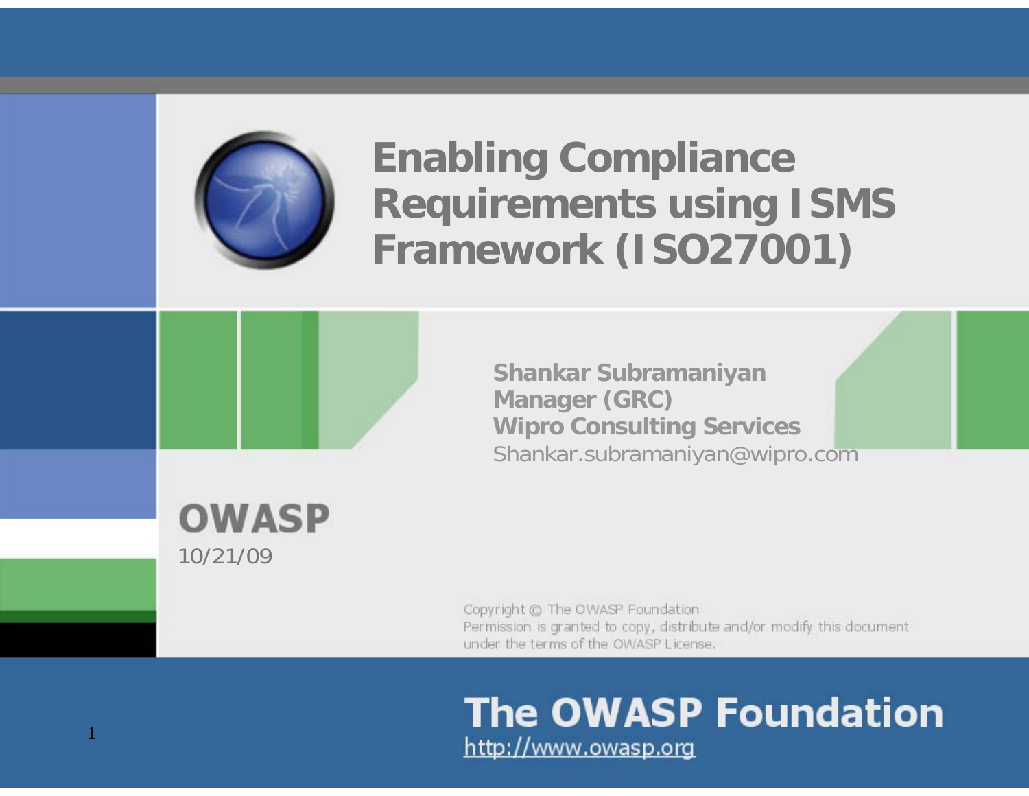# Enabling Compliance Requirements using ISMS Framework (ISO27001)

**Shankar Subramaniyan**
**Manager (GRC)**
**Wipro Consulting Services**
Shankar.subramaniyan@wipro.com

**OWASP**
10/21/09

Copyright © The OWASP Foundation
Permission is granted to copy, distribute and/or modify this document under the terms of the OWASP License.

**The OWASP Foundation**
http://www.owasp.org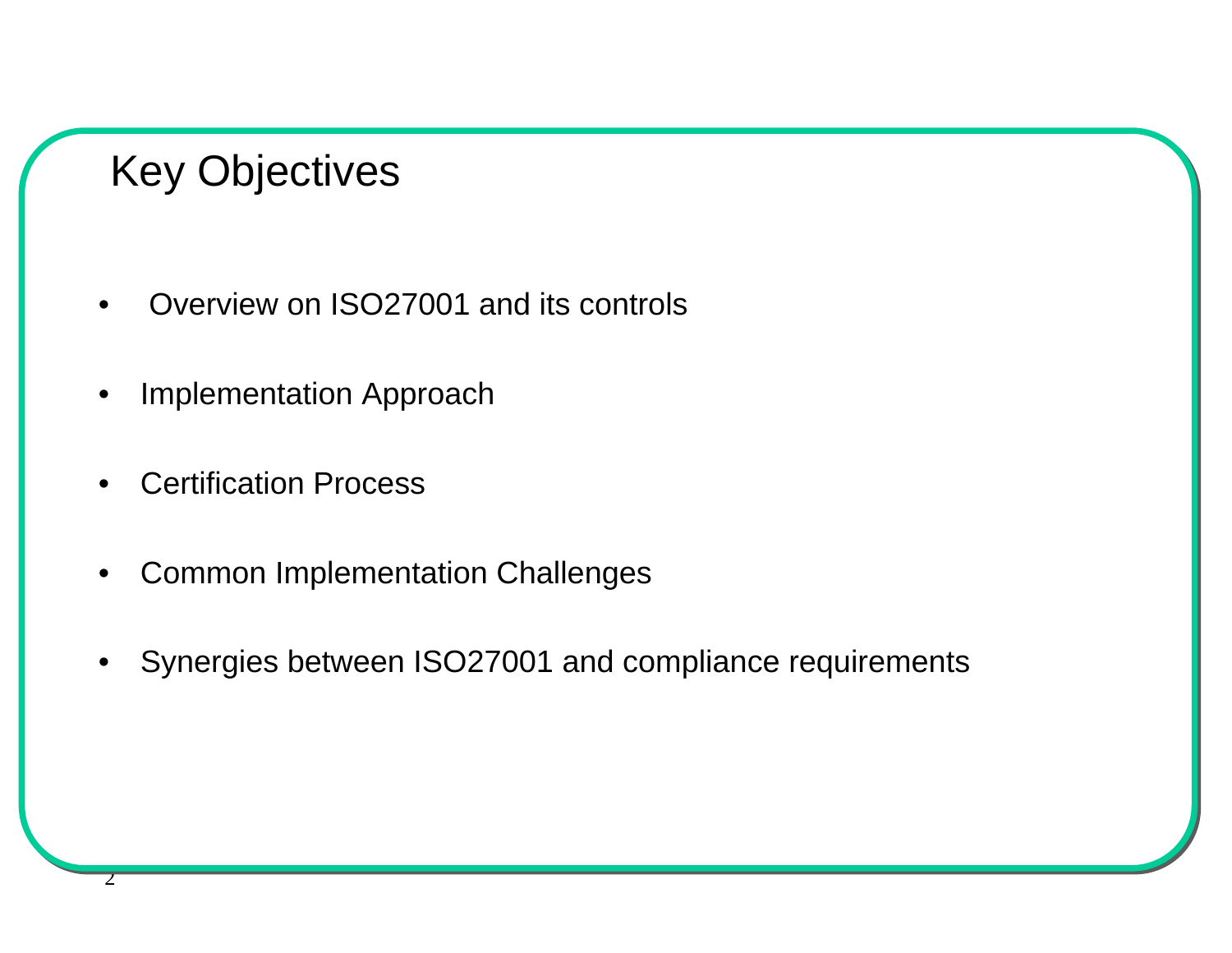# Key Objectives

- Overview on ISO27001 and its controls
- Implementation Approach
- Certification Process
- Common Implementation Challenges
- Synergies between ISO27001 and compliance requirements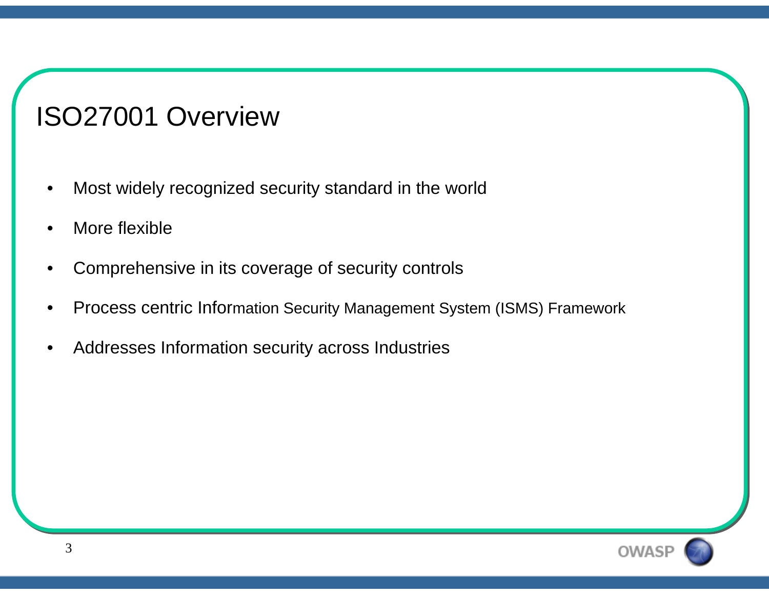# ISO27001 Overview

- Most widely recognized security standard in the world
- More flexible
- Comprehensive in its coverage of security controls
- Process centric Information Security Management System (ISMS) Framework
- Addresses Information security across Industries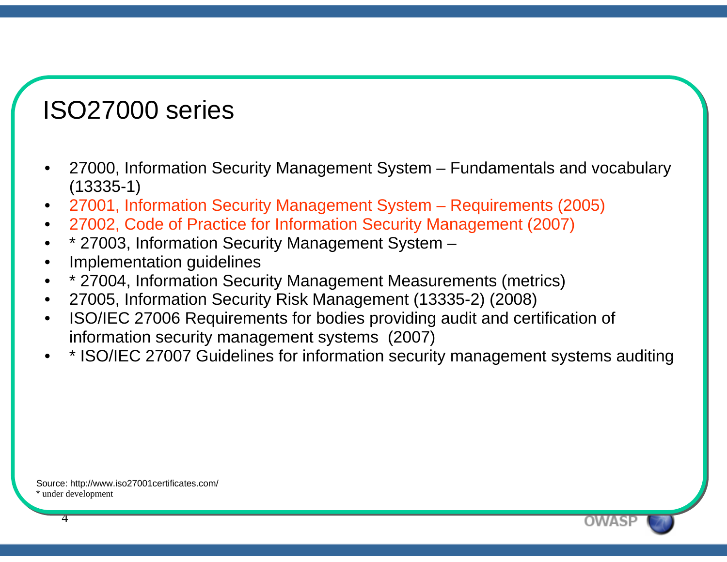# ISO27000 series

- 27000, Information Security Management System – Fundamentals and vocabulary (13335-1)
- 27001, Information Security Management System – Requirements (2005)
- 27002, Code of Practice for Information Security Management (2007)
- * 27003, Information Security Management System –
- Implementation guidelines
- * 27004, Information Security Management Measurements (metrics)
- 27005, Information Security Risk Management (13335-2) (2008)
- ISO/IEC 27006 Requirements for bodies providing audit and certification of information security management systems (2007)
- * ISO/IEC 27007 Guidelines for information security management systems auditing

Source: http://www.iso27001certificates.com/
* under development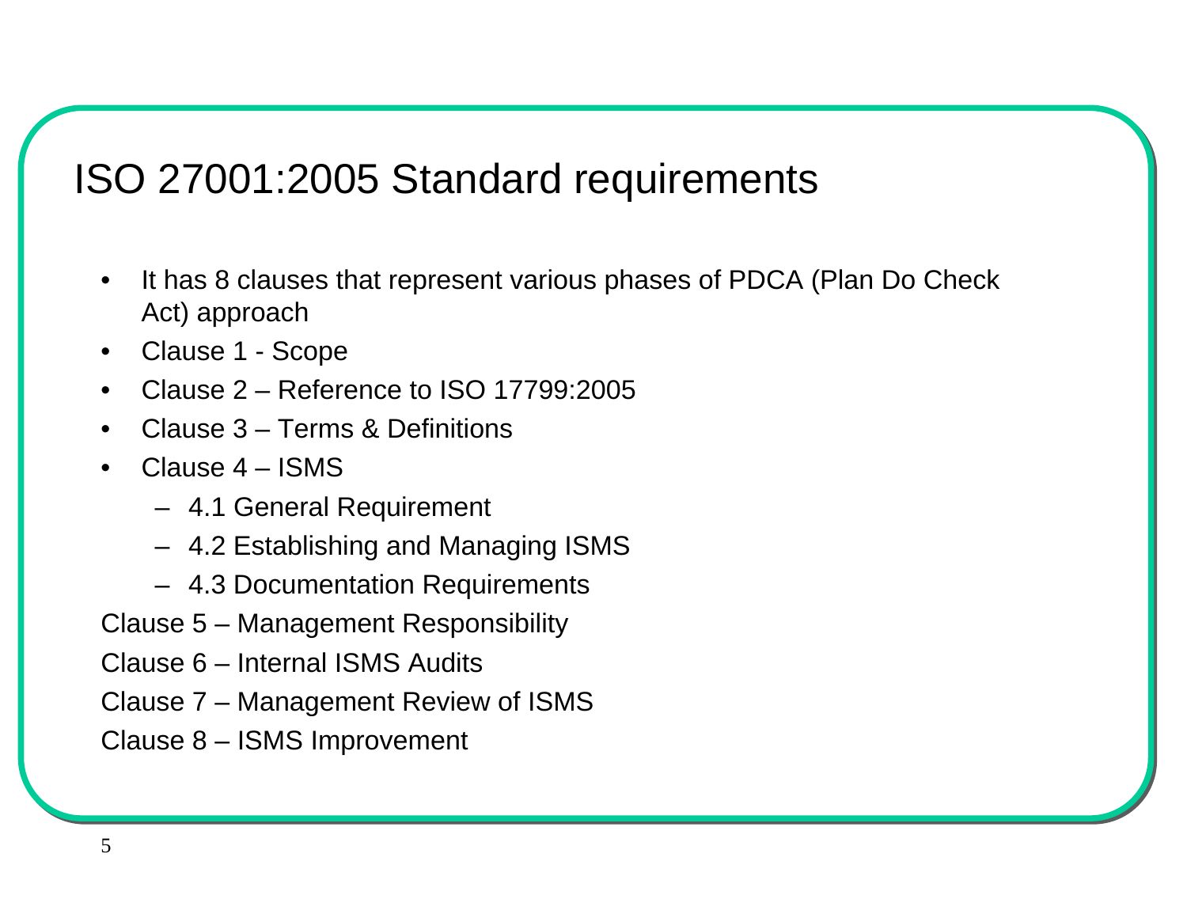# ISO 27001:2005 Standard requirements

- It has 8 clauses that represent various phases of PDCA (Plan Do Check Act) approach
- Clause 1 - Scope
- Clause 2 – Reference to ISO 17799:2005
- Clause 3 – Terms & Definitions
- Clause 4 – ISMS
  - 4.1 General Requirement
  - 4.2 Establishing and Managing ISMS
  - 4.3 Documentation Requirements

Clause 5 – Management Responsibility

Clause 6 – Internal ISMS Audits

Clause 7 – Management Review of ISMS

Clause 8 – ISMS Improvement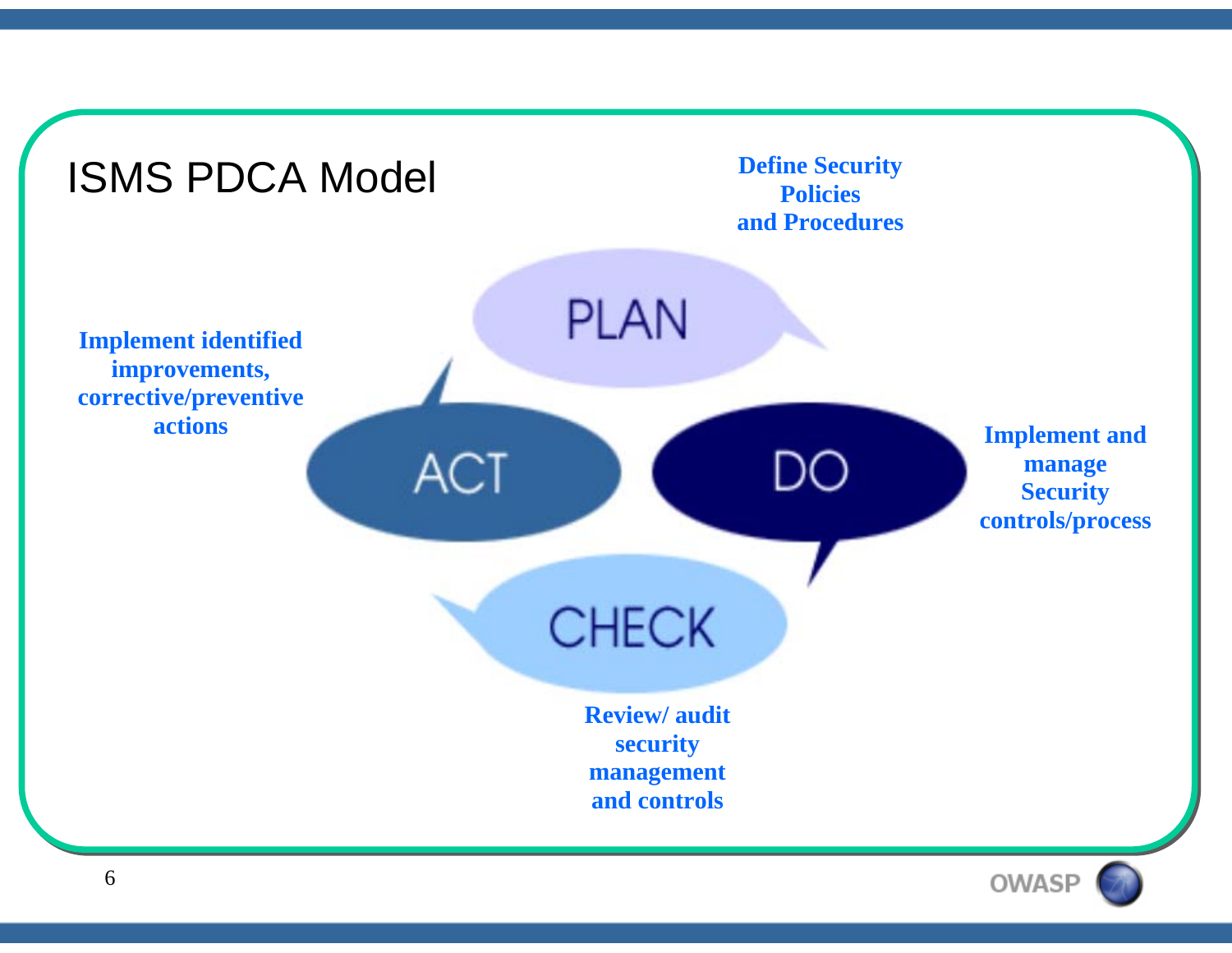# ISMS PDCA Model

**Define Security Policies and Procedures**

PLAN

**Implement and manage Security controls/process**

DO

**Review/ audit security management and controls**

CHECK

**Implement identified improvements, corrective/preventive actions**

ACT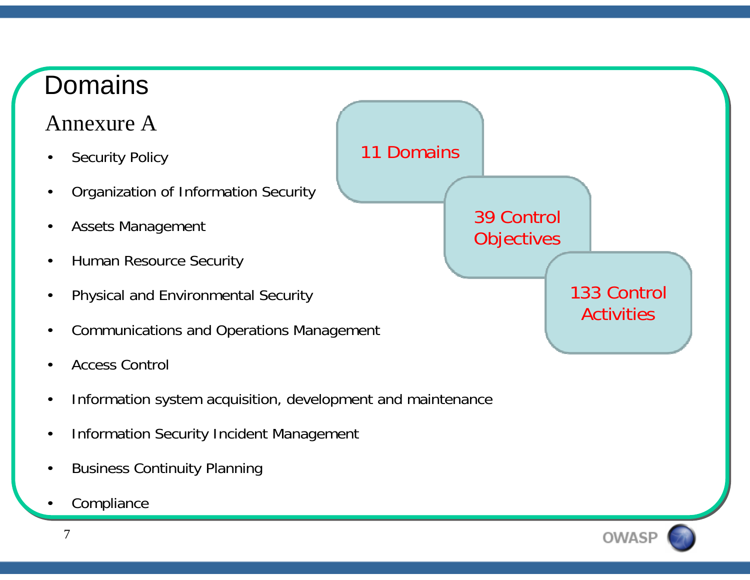# Domains

## Annexure A

- Security Policy
- Organization of Information Security
- Assets Management
- Human Resource Security
- Physical and Environmental Security
- Communications and Operations Management
- Access Control
- Information system acquisition, development and maintenance
- Information Security Incident Management
- Business Continuity Planning
- Compliance

11 Domains

39 Control Objectives

133 Control Activities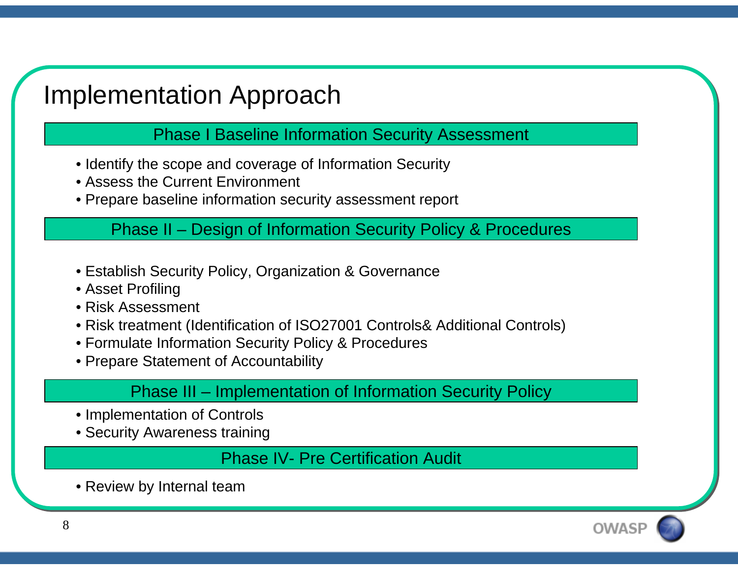# Implementation Approach

## Phase I Baseline Information Security Assessment

- Identify the scope and coverage of Information Security
- Assess the Current Environment
- Prepare baseline information security assessment report

## Phase II – Design of Information Security Policy & Procedures

- Establish Security Policy, Organization & Governance
- Asset Profiling
- Risk Assessment
- Risk treatment (Identification of ISO27001 Controls& Additional Controls)
- Formulate Information Security Policy & Procedures
- Prepare Statement of Accountability

## Phase III – Implementation of Information Security Policy

- Implementation of Controls
- Security Awareness training

## Phase IV- Pre Certification Audit

- Review by Internal team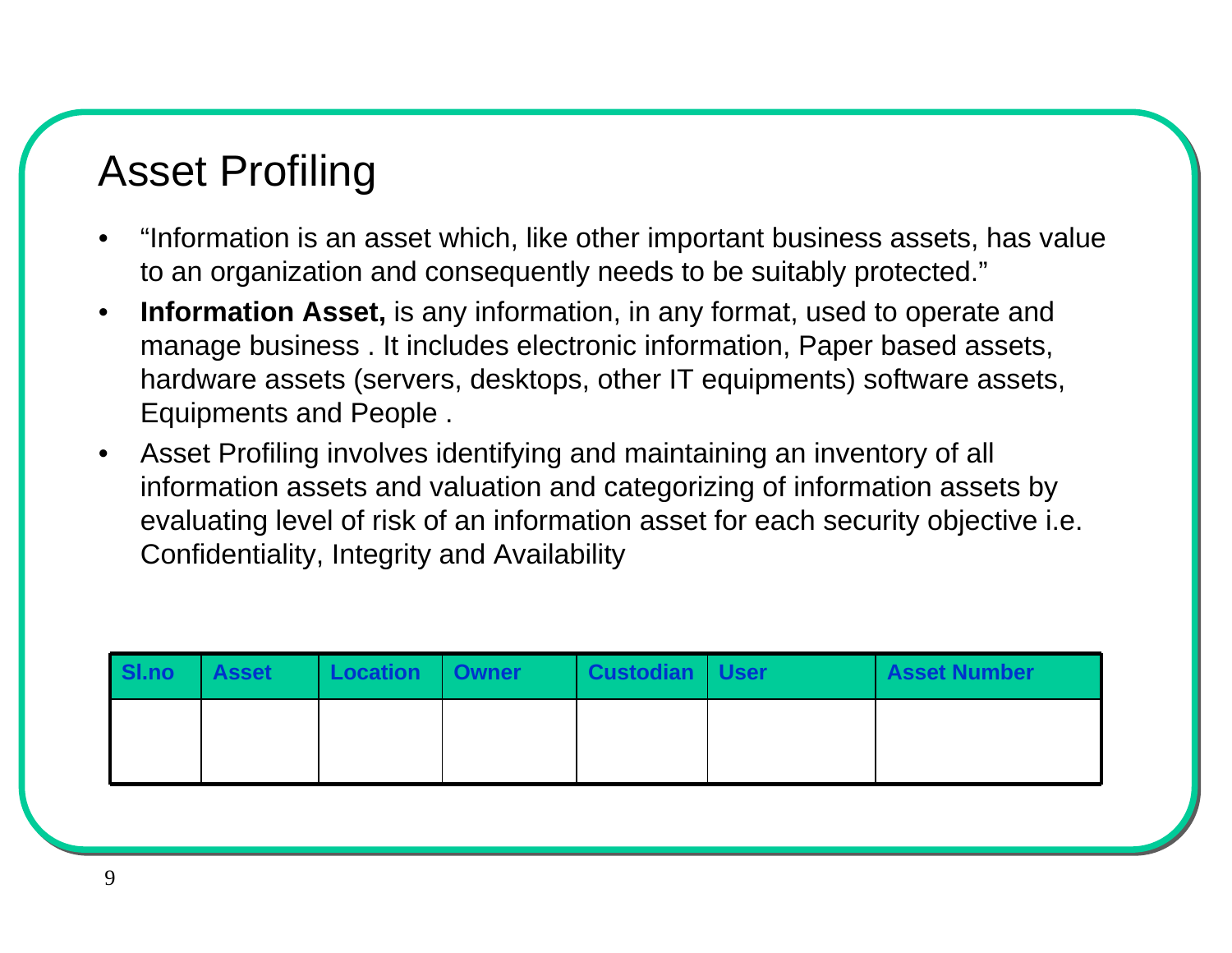# Asset Profiling

- "Information is an asset which, like other important business assets, has value to an organization and consequently needs to be suitably protected."
- **Information Asset,** is any information, in any format, used to operate and manage business . It includes electronic information, Paper based assets, hardware assets (servers, desktops, other IT equipments) software assets, Equipments and People .
- Asset Profiling involves identifying and maintaining an inventory of all information assets and valuation and categorizing of information assets by evaluating level of risk of an information asset for each security objective i.e. Confidentiality, Integrity and Availability

| Sl.no | Asset | Location | Owner | Custodian | User | Asset Number |
|---|---|---|---|---|---|---|
| | | | | | | |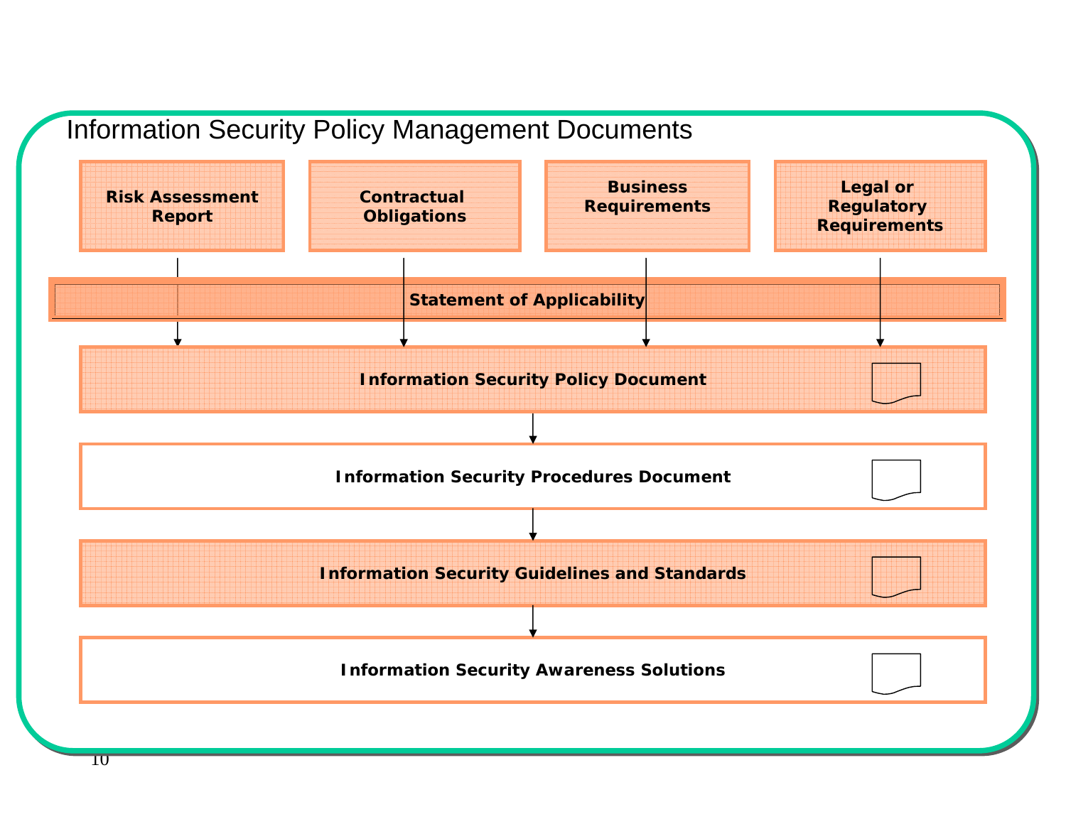# Information Security Policy Management Documents

**Risk Assessment Report**

**Contractual Obligations**

**Business Requirements**

**Legal or Regulatory Requirements**

**Statement of Applicability**

**Information Security Policy Document**

**Information Security Procedures Document**

**Information Security Guidelines and Standards**

**Information Security Awareness Solutions**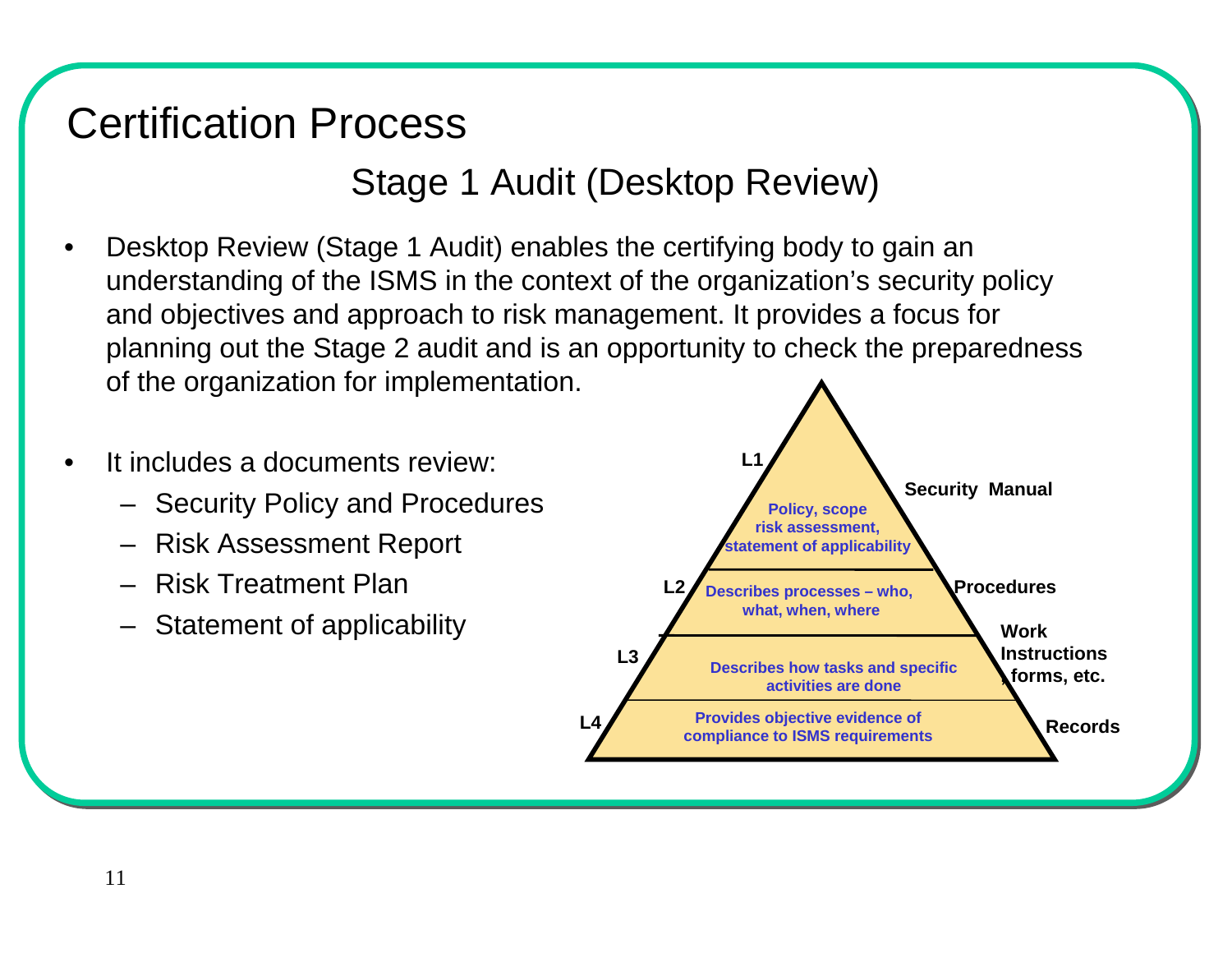# Certification Process

## Stage 1 Audit (Desktop Review)

- Desktop Review (Stage 1 Audit) enables the certifying body to gain an understanding of the ISMS in the context of the organization's security policy and objectives and approach to risk management. It provides a focus for planning out the Stage 2 audit and is an opportunity to check the preparedness of the organization for implementation.

- It includes a documents review:
  - Security Policy and Procedures
  - Risk Assessment Report
  - Risk Treatment Plan
  - Statement of applicability

| Level | Description | Document |
| --- | --- | --- |
| L1 | Policy, scope risk assessment, statement of applicability | Security Manual |
| L2 | Describes processes – who, what, when, where | Procedures |
| L3 | Describes how tasks and specific activities are done | Work Instructions, forms, etc. |
| L4 | Provides objective evidence of compliance to ISMS requirements | Records |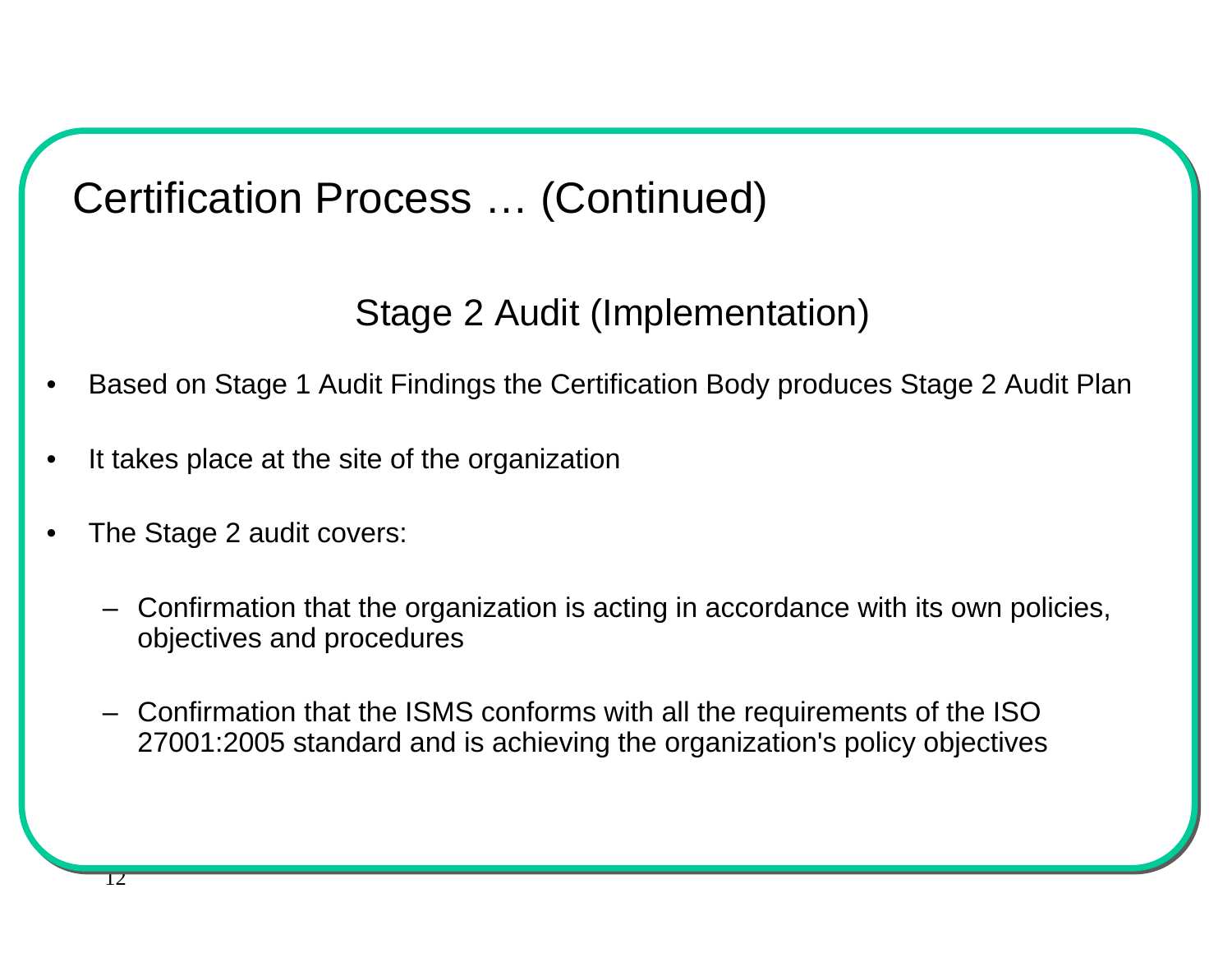# Certification Process … (Continued)

## Stage 2 Audit (Implementation)

- Based on Stage 1 Audit Findings the Certification Body produces Stage 2 Audit Plan
- It takes place at the site of the organization
- The Stage 2 audit covers:
  - Confirmation that the organization is acting in accordance with its own policies, objectives and procedures
  - Confirmation that the ISMS conforms with all the requirements of the ISO 27001:2005 standard and is achieving the organization's policy objectives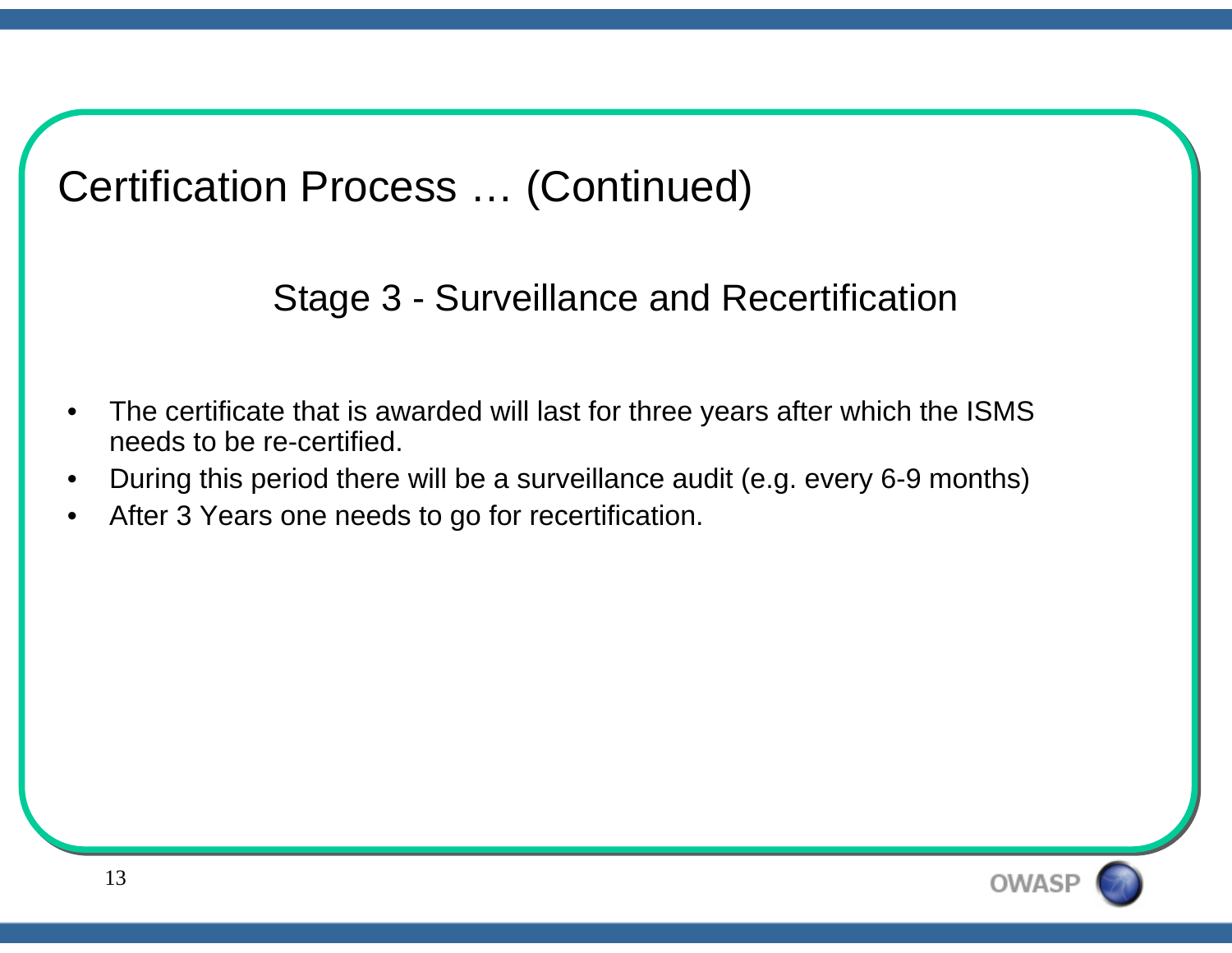# Certification Process … (Continued)

## Stage 3 - Surveillance and Recertification

- The certificate that is awarded will last for three years after which the ISMS needs to be re-certified.
- During this period there will be a surveillance audit (e.g. every 6-9 months)
- After 3 Years one needs to go for recertification.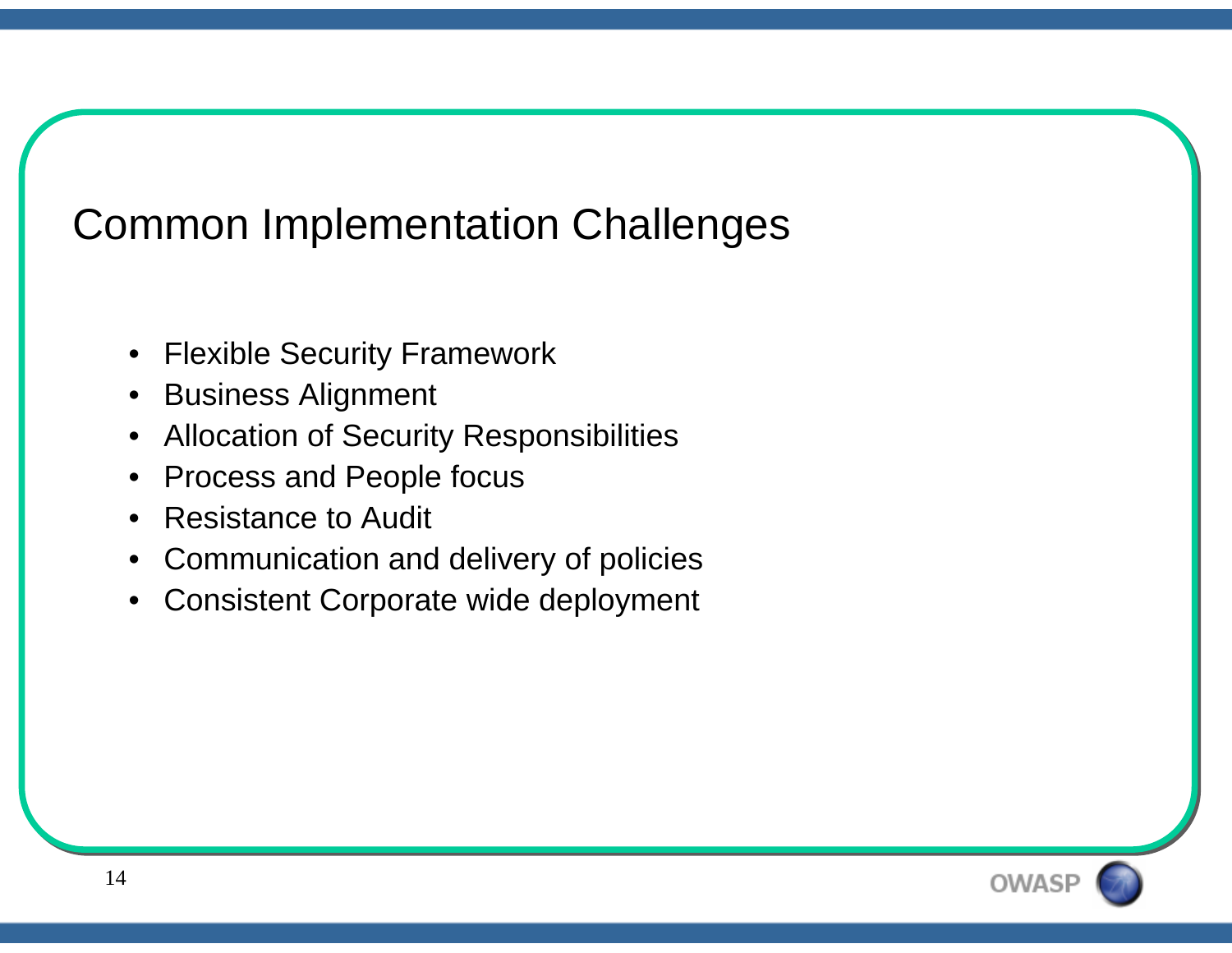# Common Implementation Challenges

- Flexible Security Framework
- Business Alignment
- Allocation of Security Responsibilities
- Process and People focus
- Resistance to Audit
- Communication and delivery of policies
- Consistent Corporate wide deployment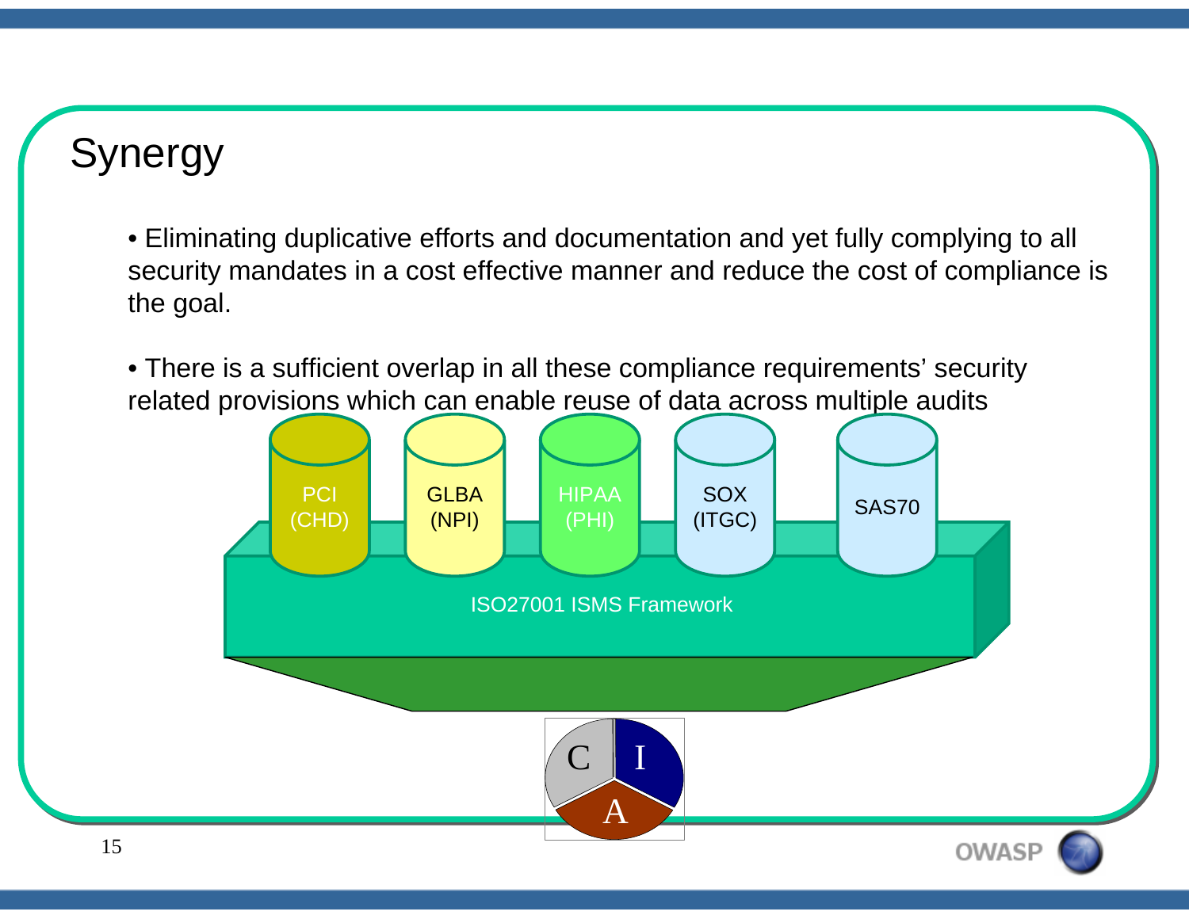# Synergy

- Eliminating duplicative efforts and documentation and yet fully complying to all security mandates in a cost effective manner and reduce the cost of compliance is the goal.

- There is a sufficient overlap in all these compliance requirements' security related provisions which can enable reuse of data across multiple audits

PCI (CHD) | GLBA (NPI) | HIPAA (PHI) | SOX (ITGC) | SAS70

ISO27001 ISMS Framework

C | I | A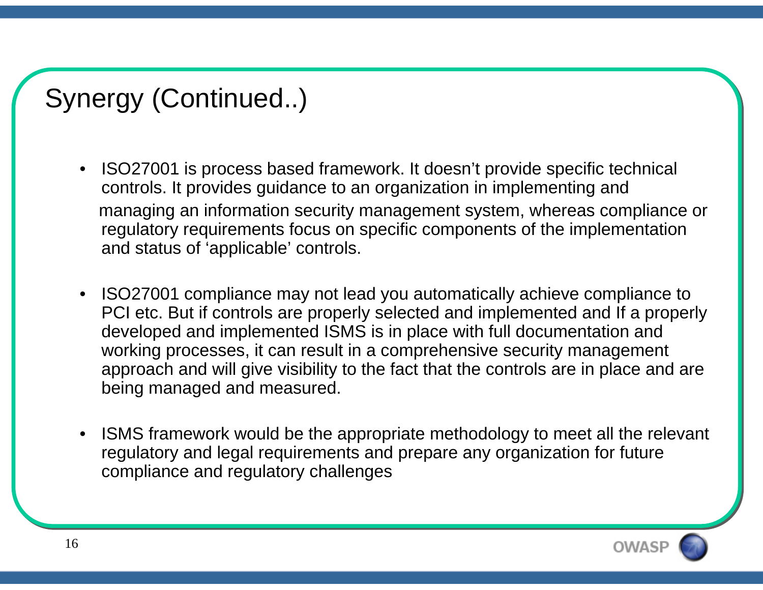# Synergy (Continued..)

- ISO27001 is process based framework. It doesn't provide specific technical controls. It provides guidance to an organization in implementing and managing an information security management system, whereas compliance or regulatory requirements focus on specific components of the implementation and status of 'applicable' controls.
- ISO27001 compliance may not lead you automatically achieve compliance to PCI etc. But if controls are properly selected and implemented and If a properly developed and implemented ISMS is in place with full documentation and working processes, it can result in a comprehensive security management approach and will give visibility to the fact that the controls are in place and are being managed and measured.
- ISMS framework would be the appropriate methodology to meet all the relevant regulatory and legal requirements and prepare any organization for future compliance and regulatory challenges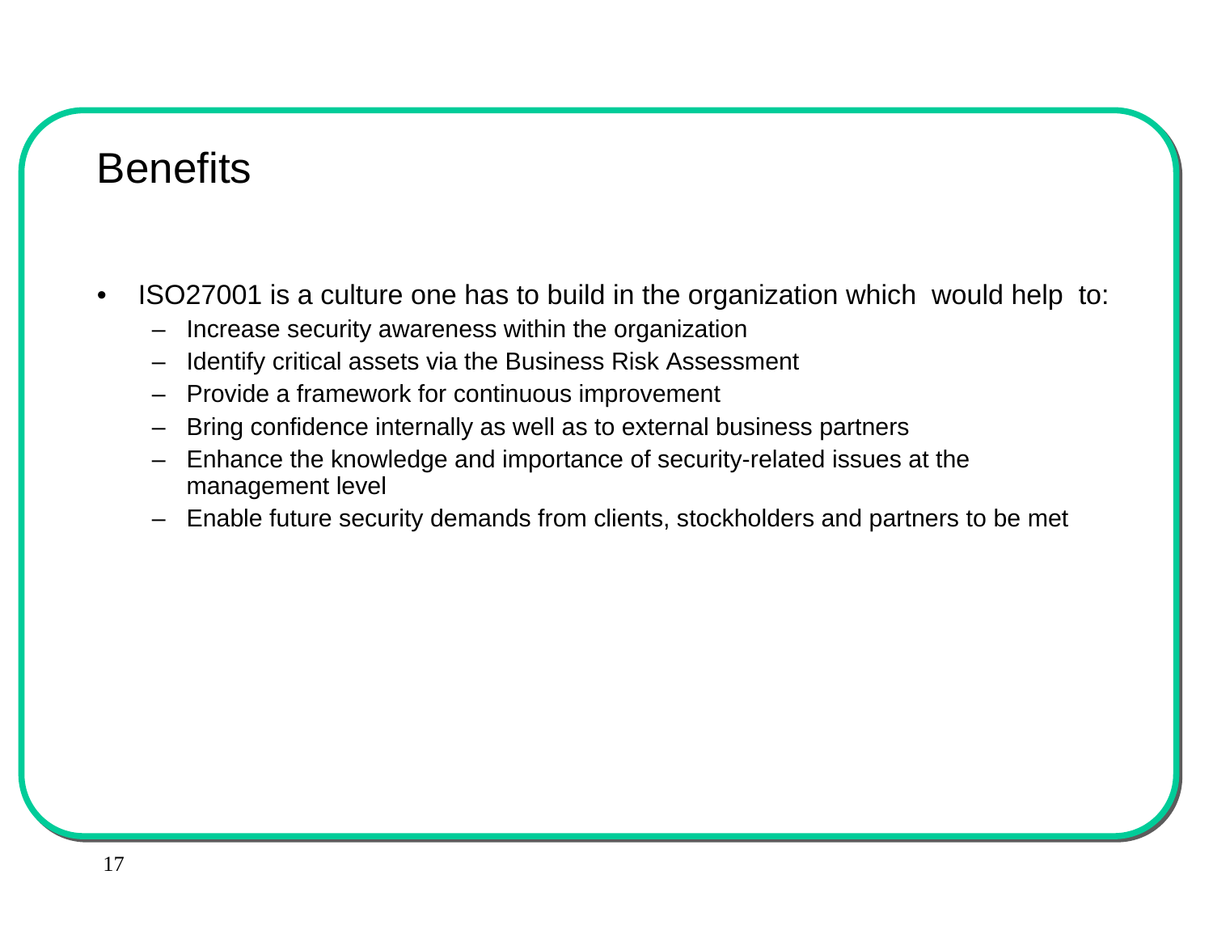# Benefits

- ISO27001 is a culture one has to build in the organization which would help to:
  - Increase security awareness within the organization
  - Identify critical assets via the Business Risk Assessment
  - Provide a framework for continuous improvement
  - Bring confidence internally as well as to external business partners
  - Enhance the knowledge and importance of security-related issues at the management level
  - Enable future security demands from clients, stockholders and partners to be met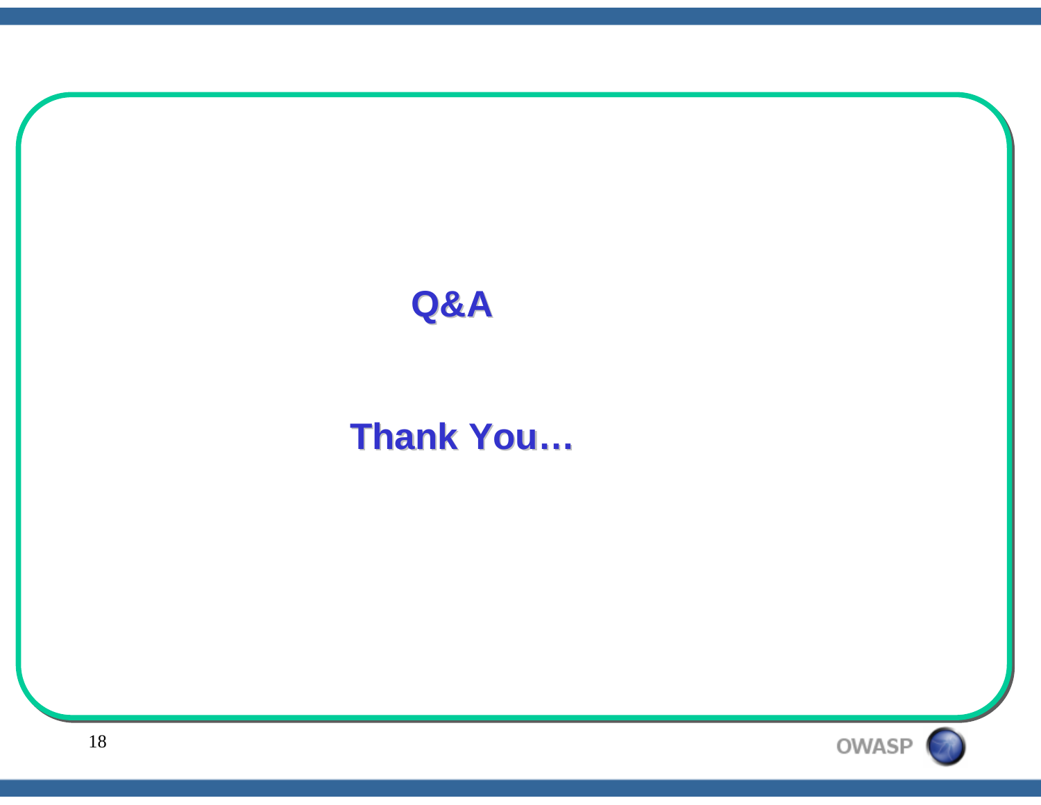**Q&A**

**Thank You…**